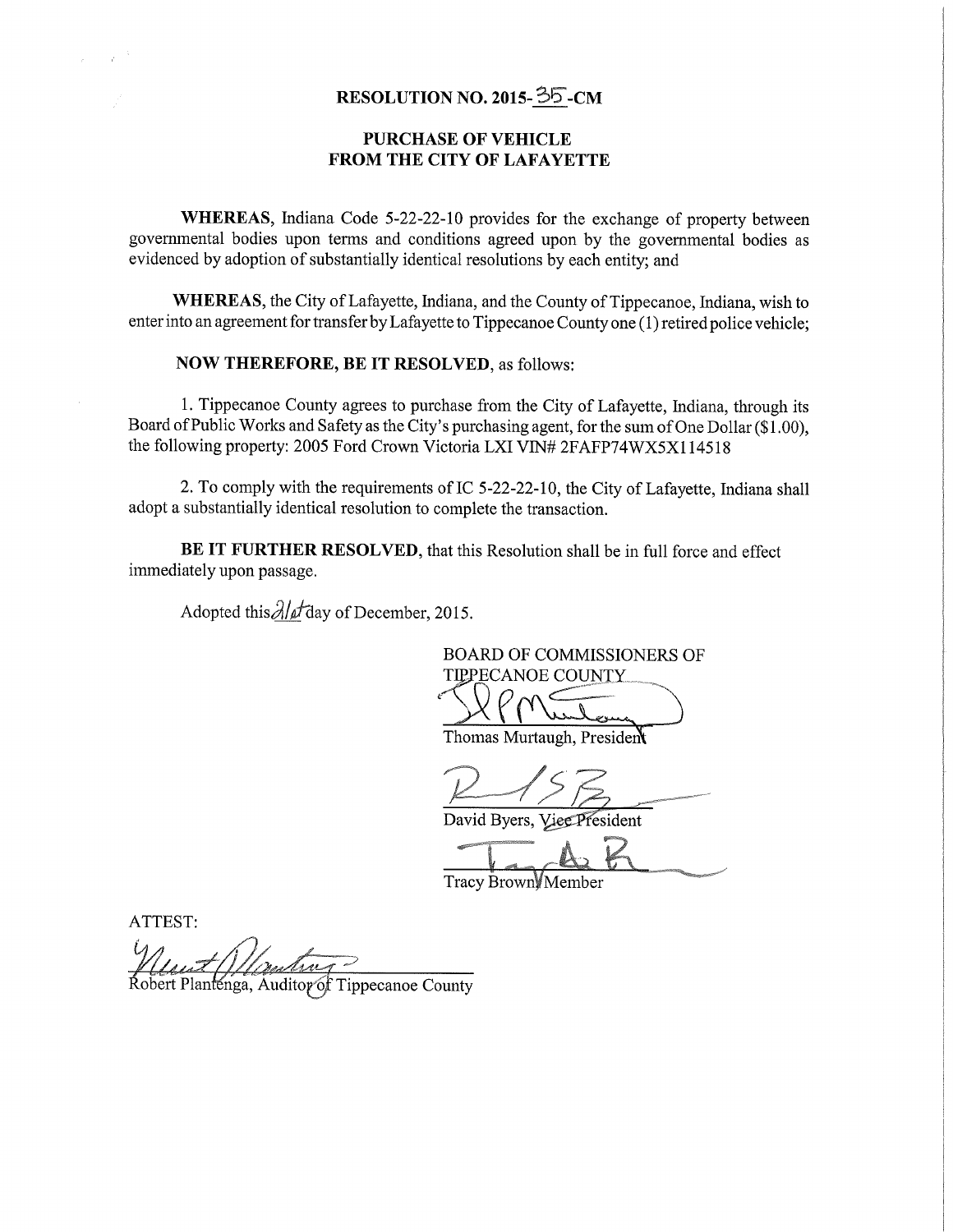# RESOLUTION NO. 2015-35-CM

## PURCHASE OF VEHICLE FROM THE CITY OF LAFAYETTE

**WHEREAS**, Indiana Code 5-22-22-10 provides for the exchange of property between governmental bodies upon terms and conditions agreed upon by the governmental bodies as evidenced by adoption of substantially identical resolutions by each entity; and

**WHEREAS**, the City of Lafayette, Indiana, and the County of Tippecanoe, Indiana, wish to enter into an agreement for transfer by Lafayette to Tippecanoe County one (1) retired police vehicle;

**NOW THEREFORE, BE IT RESOLVED**, as follows:

1. Tippecanoe County agrees to purchase from the City of Lafayette, Indiana, through its Board of Public Works and Safety as the City's purchasing agent, for the sum of One Dollar ($1.00), the following property: 2005 Ford Crown Victoria LXI VIN# 2FAFP74WX5X114518

2. To comply with the requirements of IC 5-22-22-10, the City of Lafayette, Indiana shall adopt a substantially identical resolution to complete the transaction.

**BE IT FURTHER RESOLVED**, that this Resolution shall be in full force and effect immediately upon passage.

Adopted this 21st day of December, 2015.

BOARD OF COMMISSIONERS OF TIPPECANOE COUNTY

Thomas Murtaugh, President

David Byers, Vice President

Tracy Brown, Member

ATTEST:

Robert Plantenga, Auditor of Tippecanoe County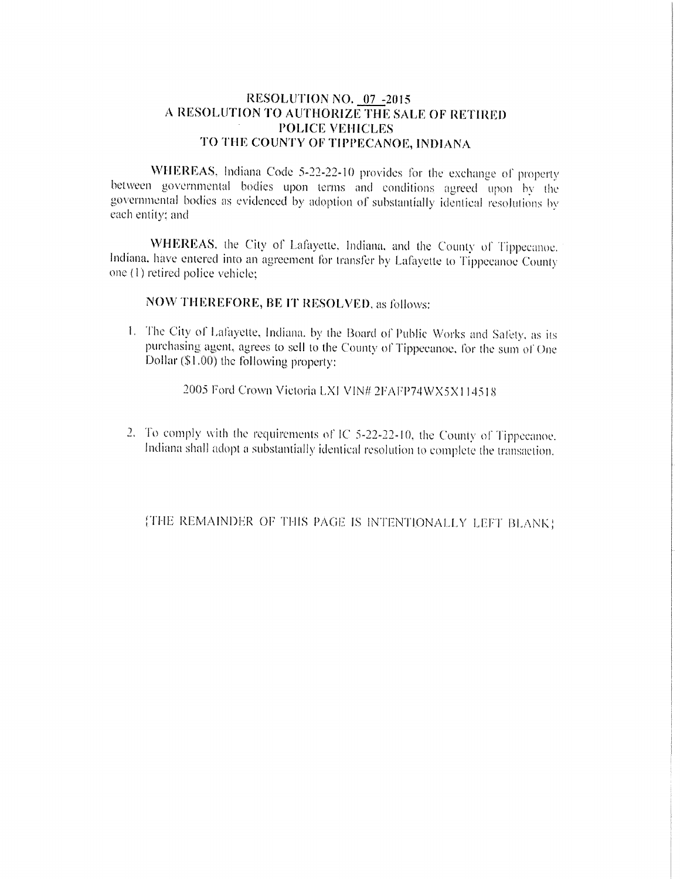# RESOLUTION NO. 07 -2015
## A RESOLUTION TO AUTHORIZE THE SALE OF RETIRED POLICE VEHICLES TO THE COUNTY OF TIPPECANOE, INDIANA

**WHEREAS**, Indiana Code 5-22-22-10 provides for the exchange of property between governmental bodies upon terms and conditions agreed upon by the governmental bodies as evidenced by adoption of substantially identical resolutions by each entity; and

**WHEREAS**, the City of Lafayette, Indiana, and the County of Tippecanoe, Indiana, have entered into an agreement for transfer by Lafayette to Tippecanoe County one (1) retired police vehicle;

**NOW THEREFORE, BE IT RESOLVED**, as follows:

1. The City of Lafayette, Indiana, by the Board of Public Works and Safety, as its purchasing agent, agrees to sell to the County of Tippecanoe, for the sum of One Dollar ($1.00) the following property:

   2005 Ford Crown Victoria LXI VIN# 2FAFP74WX5X114518

2. To comply with the requirements of IC 5-22-22-10, the County of Tippecanoe, Indiana shall adopt a substantially identical resolution to complete the transaction.

[THE REMAINDER OF THIS PAGE IS INTENTIONALLY LEFT BLANK]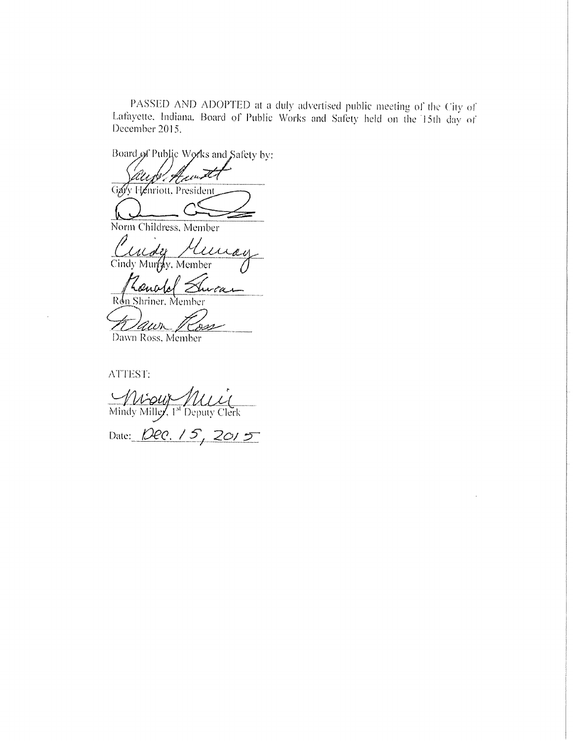PASSED AND ADOPTED at a duly advertised public meeting of the City of Lafayette, Indiana, Board of Public Works and Safety held on the 15th day of December 2015.

Board of Public Works and Safety by:

Gary Henriott, President

Norm Childress, Member

Cindy Murray, Member

Ron Shriner, Member

Dawn Ross, Member

ATTEST:

Mindy Miller, 1st Deputy Clerk

Date: Dec. 15, 2015